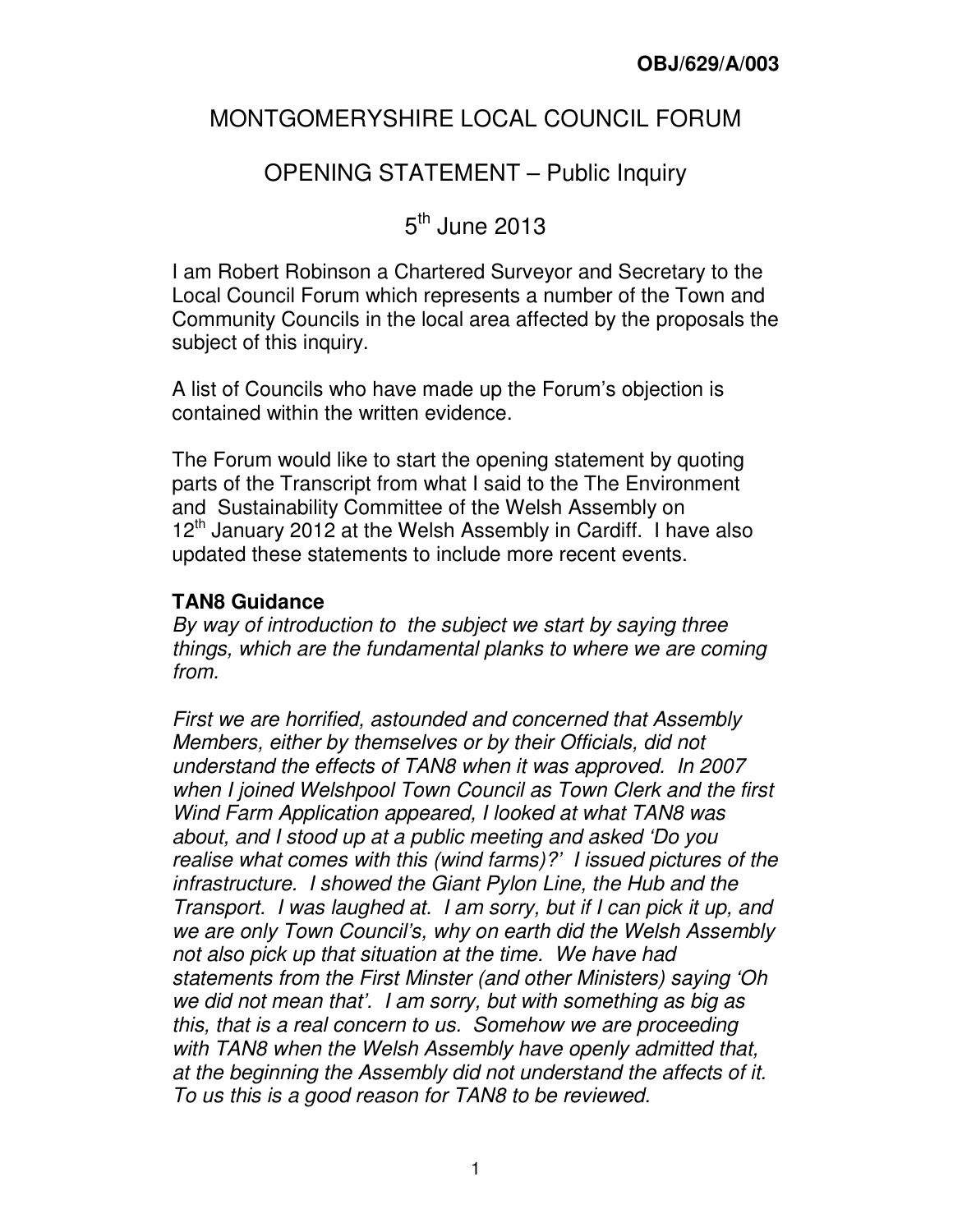**OBJ/629/A/003**

# MONTGOMERYSHIRE LOCAL COUNCIL FORUM

## OPENING STATEMENT – Public Inquiry

## 5th June 2013

I am Robert Robinson a Chartered Surveyor and Secretary to the Local Council Forum which represents a number of the Town and Community Councils in the local area affected by the proposals the subject of this inquiry.

A list of Councils who have made up the Forum's objection is contained within the written evidence.

The Forum would like to start the opening statement by quoting parts of the Transcript from what I said to the The Environment and Sustainability Committee of the Welsh Assembly on 12th January 2012 at the Welsh Assembly in Cardiff. I have also updated these statements to include more recent events.

### TAN8 Guidance

*By way of introduction to the subject we start by saying three things, which are the fundamental planks to where we are coming from.*

*First we are horrified, astounded and concerned that Assembly Members, either by themselves or by their Officials, did not understand the effects of TAN8 when it was approved. In 2007 when I joined Welshpool Town Council as Town Clerk and the first Wind Farm Application appeared, I looked at what TAN8 was about, and I stood up at a public meeting and asked 'Do you realise what comes with this (wind farms)?' I issued pictures of the infrastructure. I showed the Giant Pylon Line, the Hub and the Transport. I was laughed at. I am sorry, but if I can pick it up, and we are only Town Council's, why on earth did the Welsh Assembly not also pick up that situation at the time. We have had statements from the First Minster (and other Ministers) saying 'Oh we did not mean that'. I am sorry, but with something as big as this, that is a real concern to us. Somehow we are proceeding with TAN8 when the Welsh Assembly have openly admitted that, at the beginning the Assembly did not understand the affects of it. To us this is a good reason for TAN8 to be reviewed.*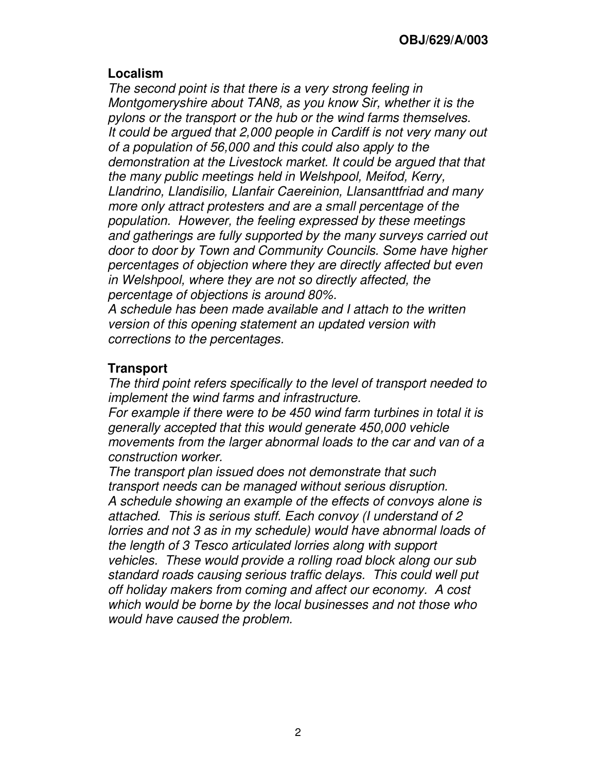**OBJ/629/A/003**

### Localism

*The second point is that there is a very strong feeling in Montgomeryshire about TAN8, as you know Sir, whether it is the pylons or the transport or the hub or the wind farms themselves. It could be argued that 2,000 people in Cardiff is not very many out of a population of 56,000 and this could also apply to the demonstration at the Livestock market. It could be argued that that the many public meetings held in Welshpool, Meifod, Kerry, Llandrino, Llandisilio, Llanfair Caereinion, Llansanttfriad and many more only attract protesters and are a small percentage of the population. However, the feeling expressed by these meetings and gatherings are fully supported by the many surveys carried out door to door by Town and Community Councils. Some have higher percentages of objection where they are directly affected but even in Welshpool, where they are not so directly affected, the percentage of objections is around 80%.*

*A schedule has been made available and I attach to the written version of this opening statement an updated version with corrections to the percentages.*

### Transport

*The third point refers specifically to the level of transport needed to implement the wind farms and infrastructure.*

*For example if there were to be 450 wind farm turbines in total it is generally accepted that this would generate 450,000 vehicle movements from the larger abnormal loads to the car and van of a construction worker.*

*The transport plan issued does not demonstrate that such transport needs can be managed without serious disruption.*

*A schedule showing an example of the effects of convoys alone is attached. This is serious stuff. Each convoy (I understand of 2 lorries and not 3 as in my schedule) would have abnormal loads of the length of 3 Tesco articulated lorries along with support vehicles. These would provide a rolling road block along our sub standard roads causing serious traffic delays. This could well put off holiday makers from coming and affect our economy. A cost which would be borne by the local businesses and not those who would have caused the problem.*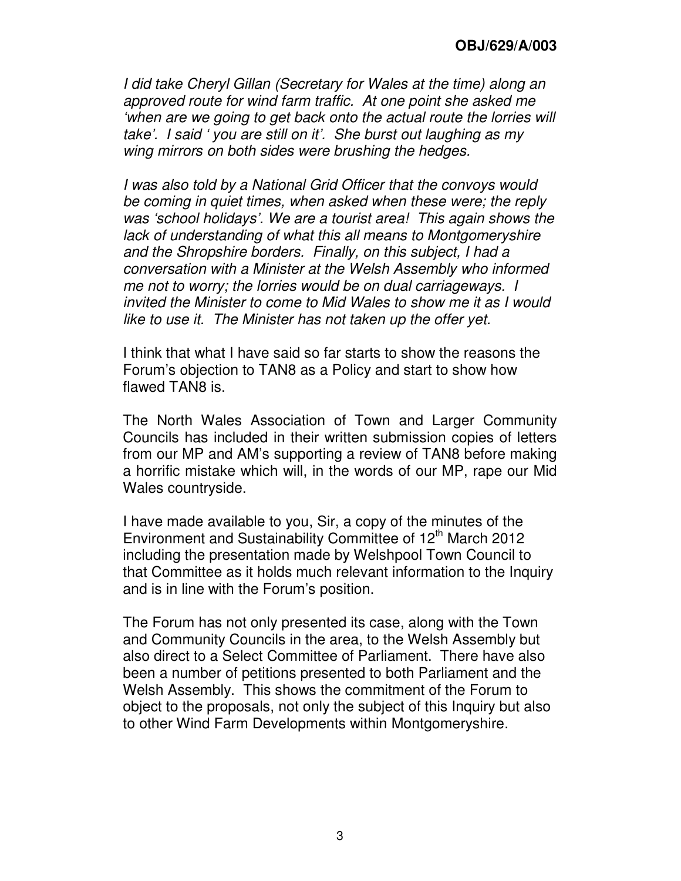*I did take Cheryl Gillan (Secretary for Wales at the time) along an approved route for wind farm traffic. At one point she asked me 'when are we going to get back onto the actual route the lorries will take'. I said ' you are still on it'. She burst out laughing as my wing mirrors on both sides were brushing the hedges.*

*I was also told by a National Grid Officer that the convoys would be coming in quiet times, when asked when these were; the reply was 'school holidays'. We are a tourist area! This again shows the lack of understanding of what this all means to Montgomeryshire and the Shropshire borders. Finally, on this subject, I had a conversation with a Minister at the Welsh Assembly who informed me not to worry; the lorries would be on dual carriageways. I invited the Minister to come to Mid Wales to show me it as I would like to use it. The Minister has not taken up the offer yet.*

I think that what I have said so far starts to show the reasons the Forum's objection to TAN8 as a Policy and start to show how flawed TAN8 is.

The North Wales Association of Town and Larger Community Councils has included in their written submission copies of letters from our MP and AM's supporting a review of TAN8 before making a horrific mistake which will, in the words of our MP, rape our Mid Wales countryside.

I have made available to you, Sir, a copy of the minutes of the Environment and Sustainability Committee of 12th March 2012 including the presentation made by Welshpool Town Council to that Committee as it holds much relevant information to the Inquiry and is in line with the Forum's position.

The Forum has not only presented its case, along with the Town and Community Councils in the area, to the Welsh Assembly but also direct to a Select Committee of Parliament. There have also been a number of petitions presented to both Parliament and the Welsh Assembly. This shows the commitment of the Forum to object to the proposals, not only the subject of this Inquiry but also to other Wind Farm Developments within Montgomeryshire.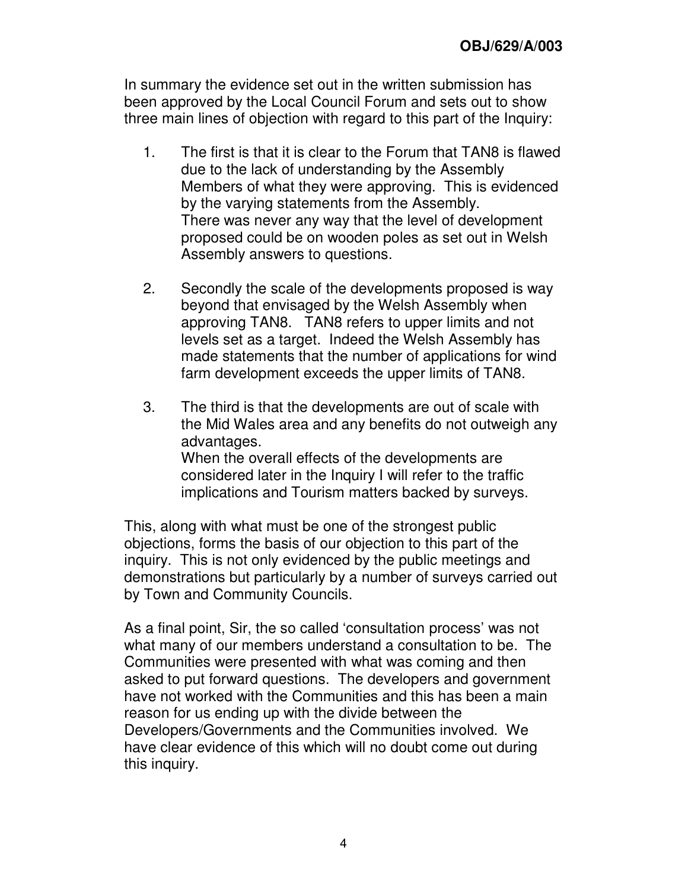In summary the evidence set out in the written submission has been approved by the Local Council Forum and sets out to show three main lines of objection with regard to this part of the Inquiry:

1. The first is that it is clear to the Forum that TAN8 is flawed due to the lack of understanding by the Assembly Members of what they were approving. This is evidenced by the varying statements from the Assembly. There was never any way that the level of development proposed could be on wooden poles as set out in Welsh Assembly answers to questions.

2. Secondly the scale of the developments proposed is way beyond that envisaged by the Welsh Assembly when approving TAN8. TAN8 refers to upper limits and not levels set as a target. Indeed the Welsh Assembly has made statements that the number of applications for wind farm development exceeds the upper limits of TAN8.

3. The third is that the developments are out of scale with the Mid Wales area and any benefits do not outweigh any advantages. When the overall effects of the developments are considered later in the Inquiry I will refer to the traffic implications and Tourism matters backed by surveys.

This, along with what must be one of the strongest public objections, forms the basis of our objection to this part of the inquiry. This is not only evidenced by the public meetings and demonstrations but particularly by a number of surveys carried out by Town and Community Councils.

As a final point, Sir, the so called 'consultation process' was not what many of our members understand a consultation to be. The Communities were presented with what was coming and then asked to put forward questions. The developers and government have not worked with the Communities and this has been a main reason for us ending up with the divide between the Developers/Governments and the Communities involved. We have clear evidence of this which will no doubt come out during this inquiry.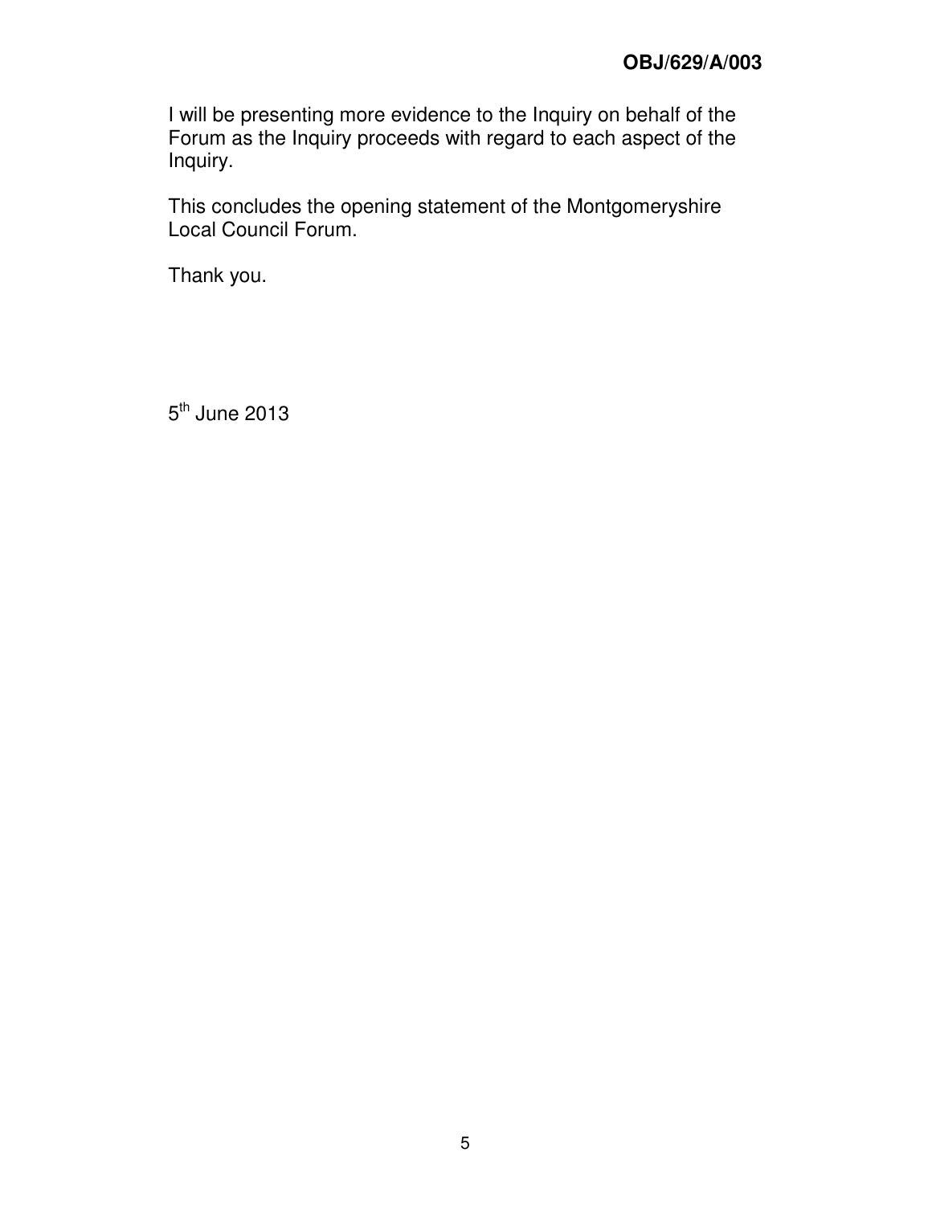I will be presenting more evidence to the Inquiry on behalf of the Forum as the Inquiry proceeds with regard to each aspect of the Inquiry.

This concludes the opening statement of the Montgomeryshire Local Council Forum.

Thank you.

5th June 2013